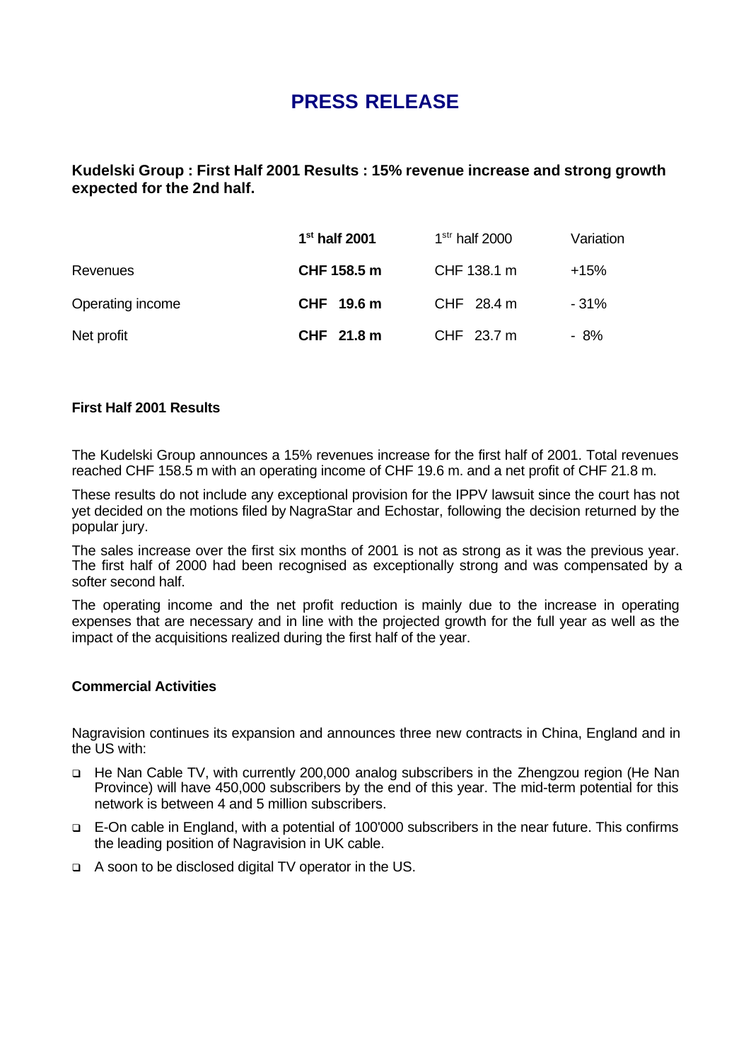# PRESS RELEASE

**Kudelski Group : First Half 2001 Results : 15% revenue increase and strong growth expected for the 2nd half.**

| | **1st half 2001** | 1str half 2000 | Variation |
|---|---|---|---|
| Revenues | **CHF 158.5 m** | CHF 138.1 m | +15% |
| Operating income | **CHF 19.6 m** | CHF 28.4 m | - 31% |
| Net profit | **CHF 21.8 m** | CHF 23.7 m | - 8% |

**First Half 2001 Results**

The Kudelski Group announces a 15% revenues increase for the first half of 2001. Total revenues reached CHF 158.5 m with an operating income of CHF 19.6 m. and a net profit of CHF 21.8 m.

These results do not include any exceptional provision for the IPPV lawsuit since the court has not yet decided on the motions filed by NagraStar and Echostar, following the decision returned by the popular jury.

The sales increase over the first six months of 2001 is not as strong as it was the previous year. The first half of 2000 had been recognised as exceptionally strong and was compensated by a softer second half.

The operating income and the net profit reduction is mainly due to the increase in operating expenses that are necessary and in line with the projected growth for the full year as well as the impact of the acquisitions realized during the first half of the year.

**Commercial Activities**

Nagravision continues its expansion and announces three new contracts in China, England and in the US with:

- He Nan Cable TV, with currently 200,000 analog subscribers in the Zhengzou region (He Nan Province) will have 450,000 subscribers by the end of this year. The mid-term potential for this network is between 4 and 5 million subscribers.
- E-On cable in England, with a potential of 100'000 subscribers in the near future. This confirms the leading position of Nagravision in UK cable.
- A soon to be disclosed digital TV operator in the US.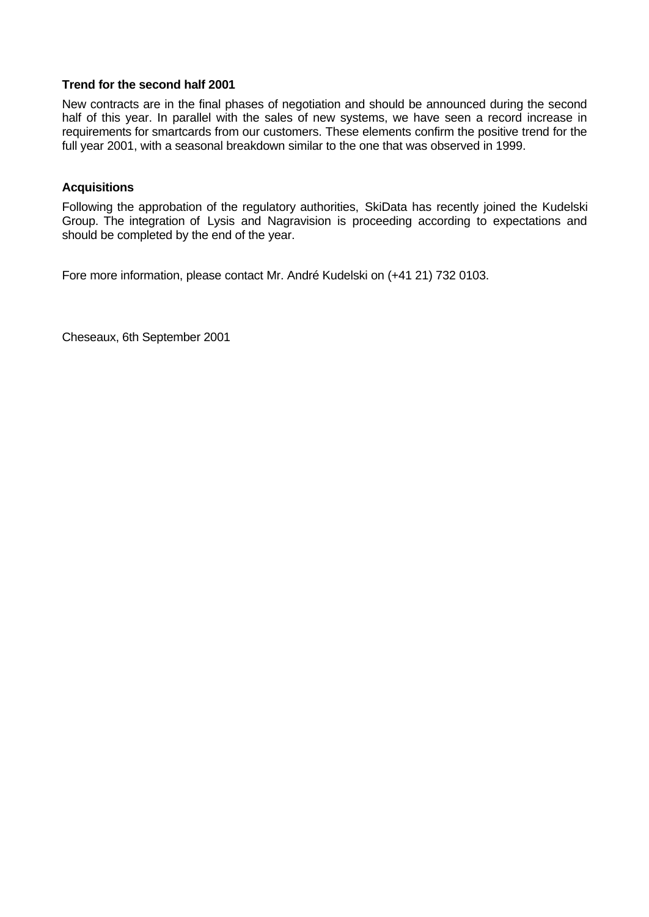**Trend for the second half 2001**

New contracts are in the final phases of negotiation and should be announced during the second half of this year. In parallel with the sales of new systems, we have seen a record increase in requirements for smartcards from our customers. These elements confirm the positive trend for the full year 2001, with a seasonal breakdown similar to the one that was observed in 1999.

**Acquisitions**

Following the approbation of the regulatory authorities, SkiData has recently joined the Kudelski Group. The integration of Lysis and Nagravision is proceeding according to expectations and should be completed by the end of the year.

Fore more information, please contact Mr. André Kudelski on (+41 21) 732 0103.

Cheseaux, 6th September 2001